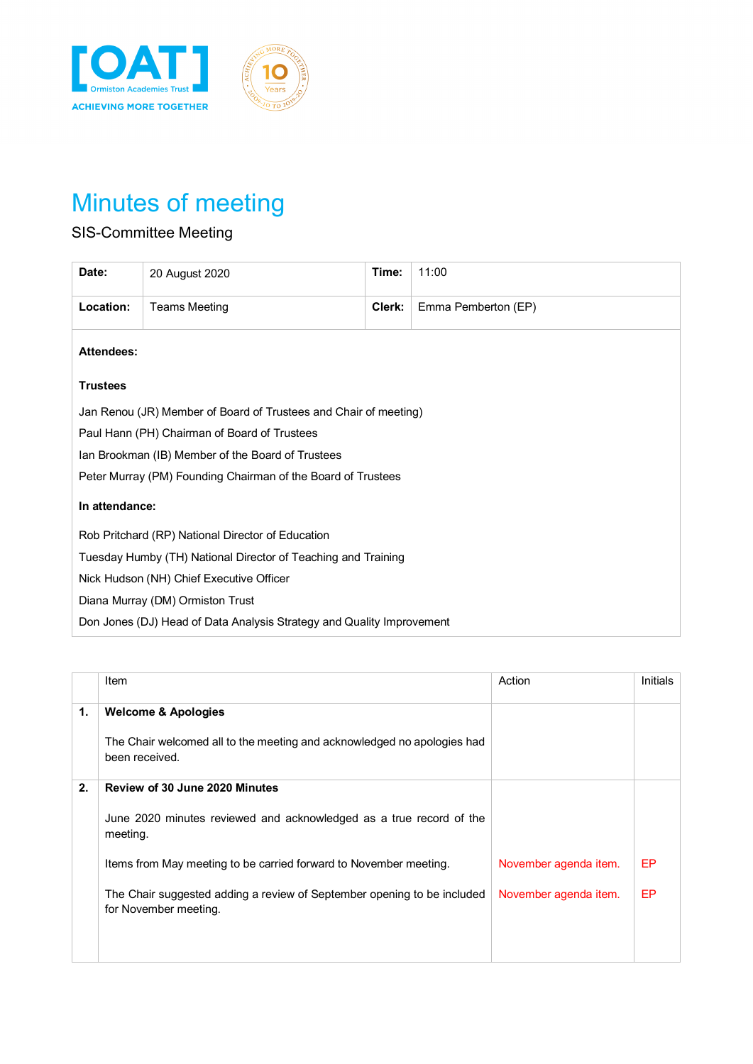[OAT] Ormiston Academies Trust
ACHIEVING MORE TOGETHER

# Minutes of meeting

## SIS-Committee Meeting

| | | | |
|---|---|---|---|
| **Date:** | 20 August 2020 | **Time:** | 11:00 |
| **Location:** | Teams Meeting | **Clerk:** | Emma Pemberton (EP) |

**Attendees:**

**Trustees**

Jan Renou (JR) Member of Board of Trustees and Chair of meeting)

Paul Hann (PH) Chairman of Board of Trustees

Ian Brookman (IB) Member of the Board of Trustees

Peter Murray (PM) Founding Chairman of the Board of Trustees

**In attendance:**

Rob Pritchard (RP) National Director of Education

Tuesday Humby (TH) National Director of Teaching and Training

Nick Hudson (NH) Chief Executive Officer

Diana Murray (DM) Ormiston Trust

Don Jones (DJ) Head of Data Analysis Strategy and Quality Improvement

| | Item | Action | Initials |
|---|---|---|---|
| **1.** | **Welcome & Apologies**<br><br>The Chair welcomed all to the meeting and acknowledged no apologies had been received. | | |
| **2.** | **Review of 30 June 2020 Minutes**<br><br>June 2020 minutes reviewed and acknowledged as a true record of the meeting. | | |
| | Items from May meeting to be carried forward to November meeting. | November agenda item. | EP |
| | The Chair suggested adding a review of September opening to be included for November meeting. | November agenda item. | EP |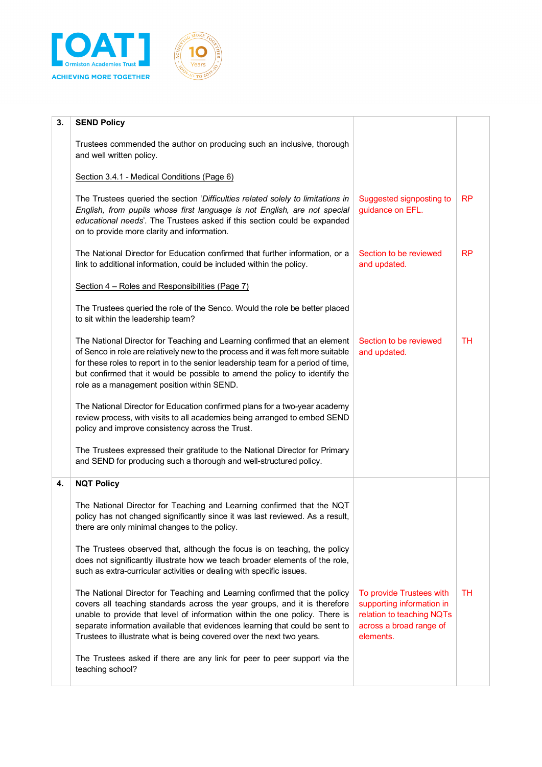| | | | |
|---|---|---|---|
| **3.** | **SEND Policy**<br><br>Trustees commended the author on producing such an inclusive, thorough and well written policy.<br><br><u>Section 3.4.1 - Medical Conditions (Page 6)</u> | | |
| | The Trustees queried the section '*Difficulties related solely to limitations in English, from pupils whose first language is not English, are not special educational needs*'. The Trustees asked if this section could be expanded on to provide more clarity and information. | Suggested signposting to guidance on EFL. | RP |
| | The National Director for Education confirmed that further information, or a link to additional information, could be included within the policy.<br><br><u>Section 4 – Roles and Responsibilities (Page 7)</u><br><br>The Trustees queried the role of the Senco. Would the role be better placed to sit within the leadership team? | Section to be reviewed and updated. | RP |
| | The National Director for Teaching and Learning confirmed that an element of Senco in role are relatively new to the process and it was felt more suitable for these roles to report in to the senior leadership team for a period of time, but confirmed that it would be possible to amend the policy to identify the role as a management position within SEND.<br><br>The National Director for Education confirmed plans for a two-year academy review process, with visits to all academies being arranged to embed SEND policy and improve consistency across the Trust.<br><br>The Trustees expressed their gratitude to the National Director for Primary and SEND for producing such a thorough and well-structured policy. | Section to be reviewed and updated. | TH |
| **4.** | **NQT Policy**<br><br>The National Director for Teaching and Learning confirmed that the NQT policy has not changed significantly since it was last reviewed. As a result, there are only minimal changes to the policy.<br><br>The Trustees observed that, although the focus is on teaching, the policy does not significantly illustrate how we teach broader elements of the role, such as extra-curricular activities or dealing with specific issues. | | |
| | The National Director for Teaching and Learning confirmed that the policy covers all teaching standards across the year groups, and it is therefore unable to provide that level of information within the one policy. There is separate information available that evidences learning that could be sent to Trustees to illustrate what is being covered over the next two years.<br><br>The Trustees asked if there are any link for peer to peer support via the teaching school? | To provide Trustees with supporting information in relation to teaching NQTs across a broad range of elements. | TH |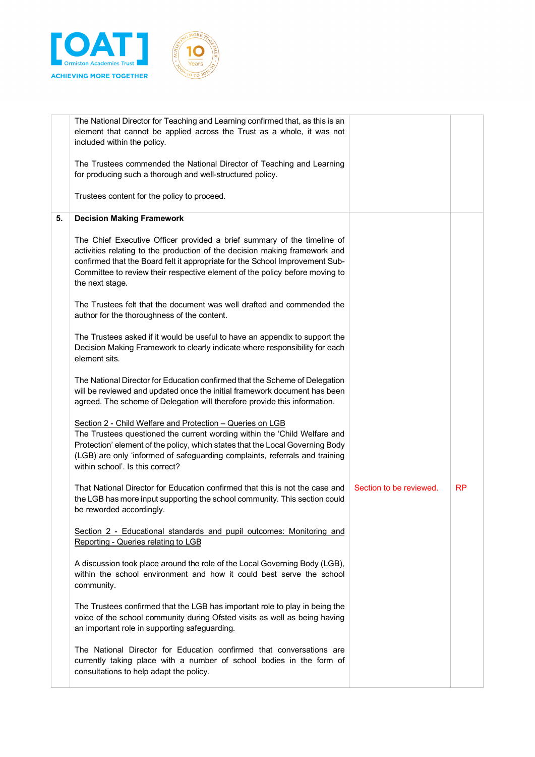| | | | |
|---|---|---|---|
| | The National Director for Teaching and Learning confirmed that, as this is an element that cannot be applied across the Trust as a whole, it was not included within the policy.<br><br>The Trustees commended the National Director of Teaching and Learning for producing such a thorough and well-structured policy.<br><br>Trustees content for the policy to proceed. | | |
| **5.** | **Decision Making Framework**<br><br>The Chief Executive Officer provided a brief summary of the timeline of activities relating to the production of the decision making framework and confirmed that the Board felt it appropriate for the School Improvement Sub-Committee to review their respective element of the policy before moving to the next stage.<br><br>The Trustees felt that the document was well drafted and commended the author for the thoroughness of the content.<br><br>The Trustees asked if it would be useful to have an appendix to support the Decision Making Framework to clearly indicate where responsibility for each element sits.<br><br>The National Director for Education confirmed that the Scheme of Delegation will be reviewed and updated once the initial framework document has been agreed. The scheme of Delegation will therefore provide this information.<br><br><u>Section 2 - Child Welfare and Protection – Queries on LGB</u><br>The Trustees questioned the current wording within the 'Child Welfare and Protection' element of the policy, which states that the Local Governing Body (LGB) are only 'informed of safeguarding complaints, referrals and training within school'. Is this correct?<br><br>That National Director for Education confirmed that this is not the case and the LGB has more input supporting the school community. This section could be reworded accordingly.<br><br><u>Section 2 - Educational standards and pupil outcomes: Monitoring and Reporting - Queries relating to LGB</u><br><br>A discussion took place around the role of the Local Governing Body (LGB), within the school environment and how it could best serve the school community.<br><br>The Trustees confirmed that the LGB has important role to play in being the voice of the school community during Ofsted visits as well as being having an important role in supporting safeguarding.<br><br>The National Director for Education confirmed that conversations are currently taking place with a number of school bodies in the form of consultations to help adapt the policy. | Section to be reviewed. | RP |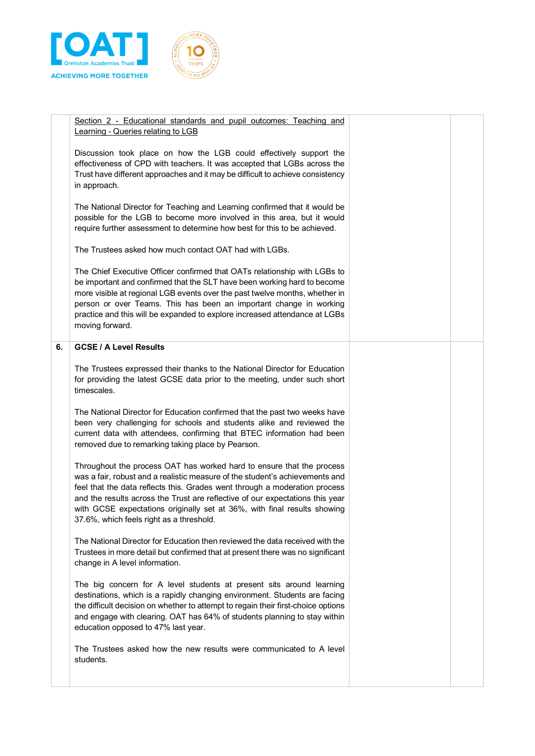| | | | |
|---|---|---|---|
| | Section 2 - Educational standards and pupil outcomes: Teaching and Learning - Queries relating to LGB<br><br>Discussion took place on how the LGB could effectively support the effectiveness of CPD with teachers. It was accepted that LGBs across the Trust have different approaches and it may be difficult to achieve consistency in approach.<br><br>The National Director for Teaching and Learning confirmed that it would be possible for the LGB to become more involved in this area, but it would require further assessment to determine how best for this to be achieved.<br><br>The Trustees asked how much contact OAT had with LGBs.<br><br>The Chief Executive Officer confirmed that OATs relationship with LGBs to be important and confirmed that the SLT have been working hard to become more visible at regional LGB events over the past twelve months, whether in person or over Teams. This has been an important change in working practice and this will be expanded to explore increased attendance at LGBs moving forward. | | |
| **6.** | **GCSE / A Level Results**<br><br>The Trustees expressed their thanks to the National Director for Education for providing the latest GCSE data prior to the meeting, under such short timescales.<br><br>The National Director for Education confirmed that the past two weeks have been very challenging for schools and students alike and reviewed the current data with attendees, confirming that BTEC information had been removed due to remarking taking place by Pearson.<br><br>Throughout the process OAT has worked hard to ensure that the process was a fair, robust and a realistic measure of the student's achievements and feel that the data reflects this. Grades went through a moderation process and the results across the Trust are reflective of our expectations this year with GCSE expectations originally set at 36%, with final results showing 37.6%, which feels right as a threshold.<br><br>The National Director for Education then reviewed the data received with the Trustees in more detail but confirmed that at present there was no significant change in A level information.<br><br>The big concern for A level students at present sits around learning destinations, which is a rapidly changing environment. Students are facing the difficult decision on whether to attempt to regain their first-choice options and engage with clearing. OAT has 64% of students planning to stay within education opposed to 47% last year.<br><br>The Trustees asked how the new results were communicated to A level students. | | |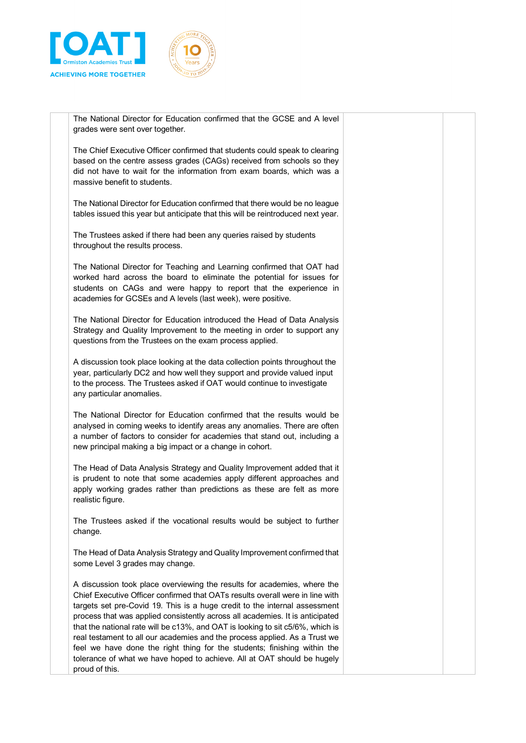| | | | |
|---|---|---|---|
| | The National Director for Education confirmed that the GCSE and A level grades were sent over together.<br><br>The Chief Executive Officer confirmed that students could speak to clearing based on the centre assess grades (CAGs) received from schools so they did not have to wait for the information from exam boards, which was a massive benefit to students.<br><br>The National Director for Education confirmed that there would be no league tables issued this year but anticipate that this will be reintroduced next year.<br><br>The Trustees asked if there had been any queries raised by students throughout the results process.<br><br>The National Director for Teaching and Learning confirmed that OAT had worked hard across the board to eliminate the potential for issues for students on CAGs and were happy to report that the experience in academies for GCSEs and A levels (last week), were positive.<br><br>The National Director for Education introduced the Head of Data Analysis Strategy and Quality Improvement to the meeting in order to support any questions from the Trustees on the exam process applied.<br><br>A discussion took place looking at the data collection points throughout the year, particularly DC2 and how well they support and provide valued input to the process. The Trustees asked if OAT would continue to investigate any particular anomalies.<br><br>The National Director for Education confirmed that the results would be analysed in coming weeks to identify areas any anomalies. There are often a number of factors to consider for academies that stand out, including a new principal making a big impact or a change in cohort.<br><br>The Head of Data Analysis Strategy and Quality Improvement added that it is prudent to note that some academies apply different approaches and apply working grades rather than predictions as these are felt as more realistic figure.<br><br>The Trustees asked if the vocational results would be subject to further change.<br><br>The Head of Data Analysis Strategy and Quality Improvement confirmed that some Level 3 grades may change.<br><br>A discussion took place overviewing the results for academies, where the Chief Executive Officer confirmed that OATs results overall were in line with targets set pre-Covid 19. This is a huge credit to the internal assessment process that was applied consistently across all academies. It is anticipated that the national rate will be c13%, and OAT is looking to sit c5/6%, which is real testament to all our academies and the process applied. As a Trust we feel we have done the right thing for the students; finishing within the tolerance of what we have hoped to achieve. All at OAT should be hugely proud of this. | | |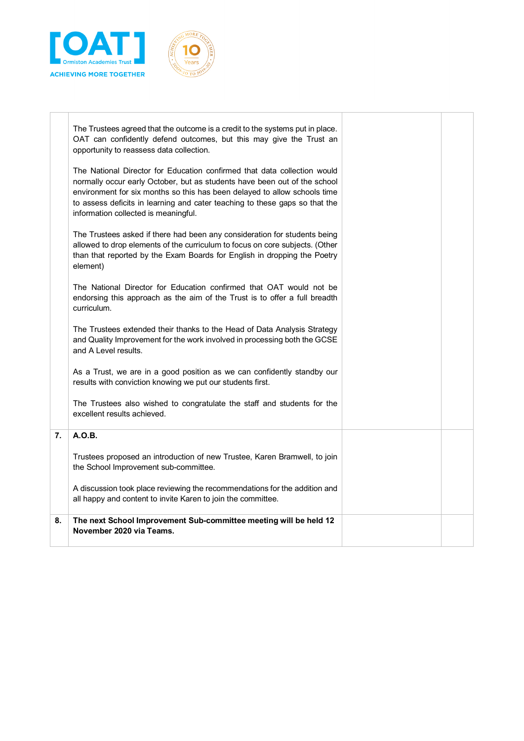| | | | |
|---|---|---|---|
| | The Trustees agreed that the outcome is a credit to the systems put in place. OAT can confidently defend outcomes, but this may give the Trust an opportunity to reassess data collection.<br><br>The National Director for Education confirmed that data collection would normally occur early October, but as students have been out of the school environment for six months so this has been delayed to allow schools time to assess deficits in learning and cater teaching to these gaps so that the information collected is meaningful.<br><br>The Trustees asked if there had been any consideration for students being allowed to drop elements of the curriculum to focus on core subjects. (Other than that reported by the Exam Boards for English in dropping the Poetry element)<br><br>The National Director for Education confirmed that OAT would not be endorsing this approach as the aim of the Trust is to offer a full breadth curriculum.<br><br>The Trustees extended their thanks to the Head of Data Analysis Strategy and Quality Improvement for the work involved in processing both the GCSE and A Level results.<br><br>As a Trust, we are in a good position as we can confidently standby our results with conviction knowing we put our students first.<br><br>The Trustees also wished to congratulate the staff and students for the excellent results achieved. | | |
| **7.** | **A.O.B.**<br><br>Trustees proposed an introduction of new Trustee, Karen Bramwell, to join the School Improvement sub-committee.<br><br>A discussion took place reviewing the recommendations for the addition and all happy and content to invite Karen to join the committee. | | |
| **8.** | **The next School Improvement Sub-committee meeting will be held 12 November 2020 via Teams.** | | |